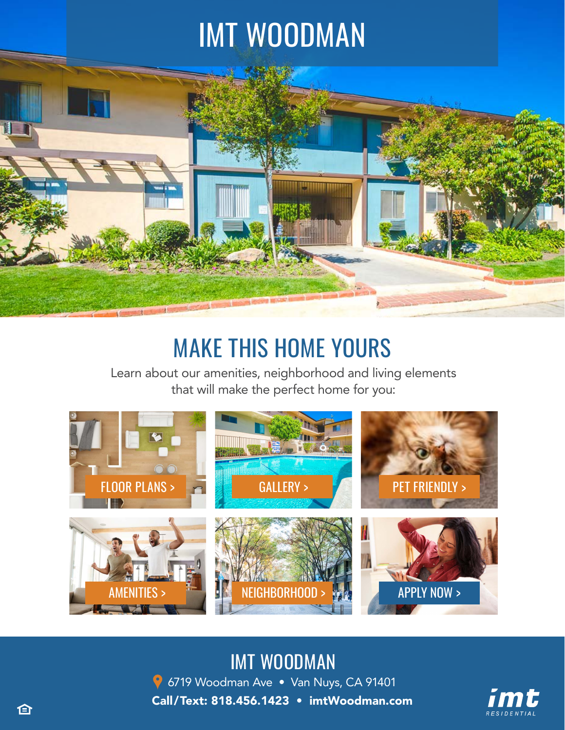# IMT WOODMAN

## MAKE THIS HOME YOURS

Learn about our amenities, neighborhood and living elements that will make the perfect home for you:

FLOOR PLANS >

GALLERY >

PET FRIENDLY >

AMENITIES >

NEIGHBORHOOD >

APPLY NOW >

## IMT WOODMAN

6719 Woodman Ave • Van Nuys, CA 91401

**Call/Text: 818.456.1423 • imtWoodman.com**

imt RESIDENTIAL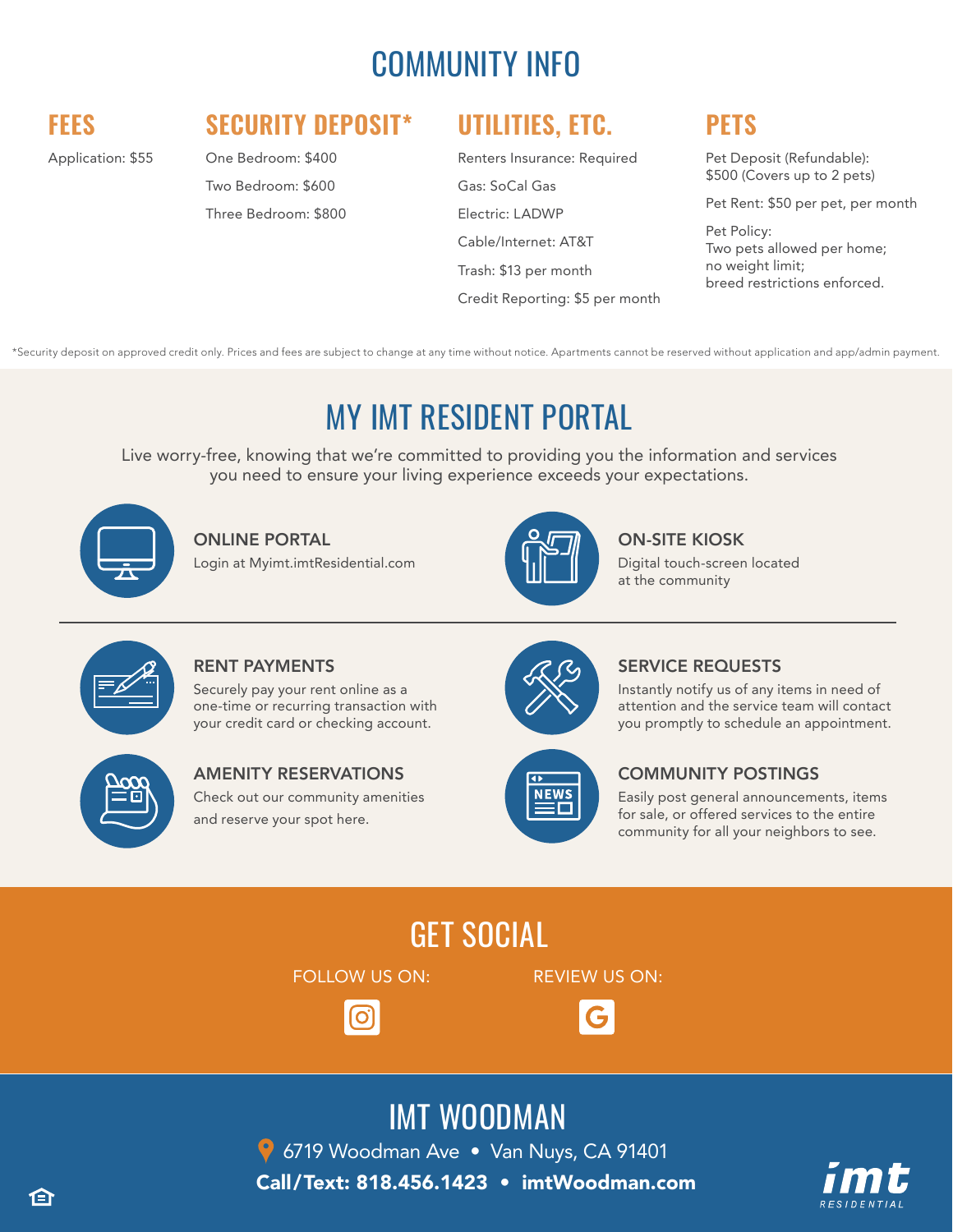# COMMUNITY INFO

## FEES

Application: $55

## SECURITY DEPOSIT*

One Bedroom: $400

Two Bedroom: $600

Three Bedroom: $800

## UTILITIES, ETC.

Renters Insurance: Required

Gas: SoCal Gas

Electric: LADWP

Cable/Internet: AT&T

Trash: $13 per month

Credit Reporting: $5 per month

## PETS

Pet Deposit (Refundable):
$500 (Covers up to 2 pets)

Pet Rent: $50 per pet, per month

Pet Policy:
Two pets allowed per home;
no weight limit;
breed restrictions enforced.

*Security deposit on approved credit only. Prices and fees are subject to change at any time without notice. Apartments cannot be reserved without application and app/admin payment.

# MY IMT RESIDENT PORTAL

Live worry-free, knowing that we're committed to providing you the information and services you need to ensure your living experience exceeds your expectations.

### ONLINE PORTAL

Login at Myimt.imtResidential.com

### ON-SITE KIOSK

Digital touch-screen located at the community

### RENT PAYMENTS

Securely pay your rent online as a one-time or recurring transaction with your credit card or checking account.

### SERVICE REQUESTS

Instantly notify us of any items in need of attention and the service team will contact you promptly to schedule an appointment.

### AMENITY RESERVATIONS

Check out our community amenities and reserve your spot here.

### COMMUNITY POSTINGS

Easily post general announcements, items for sale, or offered services to the entire community for all your neighbors to see.

# GET SOCIAL

FOLLOW US ON:

REVIEW US ON:

# IMT WOODMAN

6719 Woodman Ave • Van Nuys, CA 91401

**Call/Text: 818.456.1423 • imtWoodman.com**

imt RESIDENTIAL